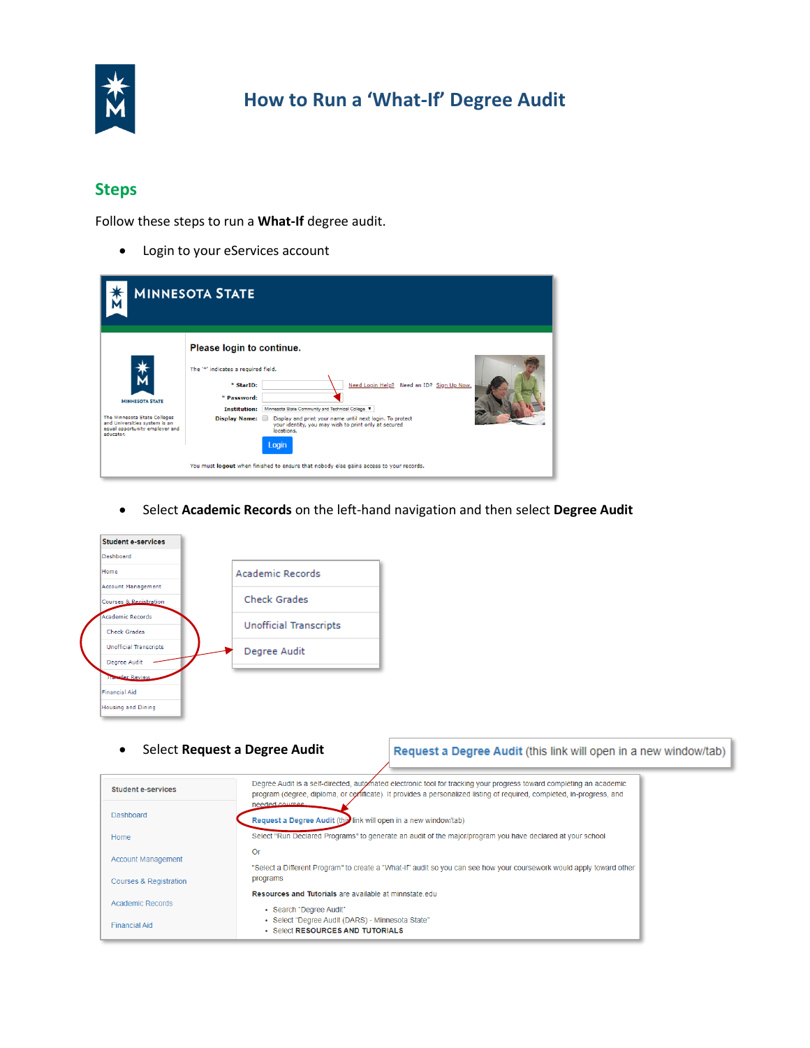# How to Run a 'What-If' Degree Audit

## Steps

Follow these steps to run a **What-If** degree audit.

- Login to your eServices account

- Select **Academic Records** on the left-hand navigation and then select **Degree Audit**

- Select **Request a Degree Audit**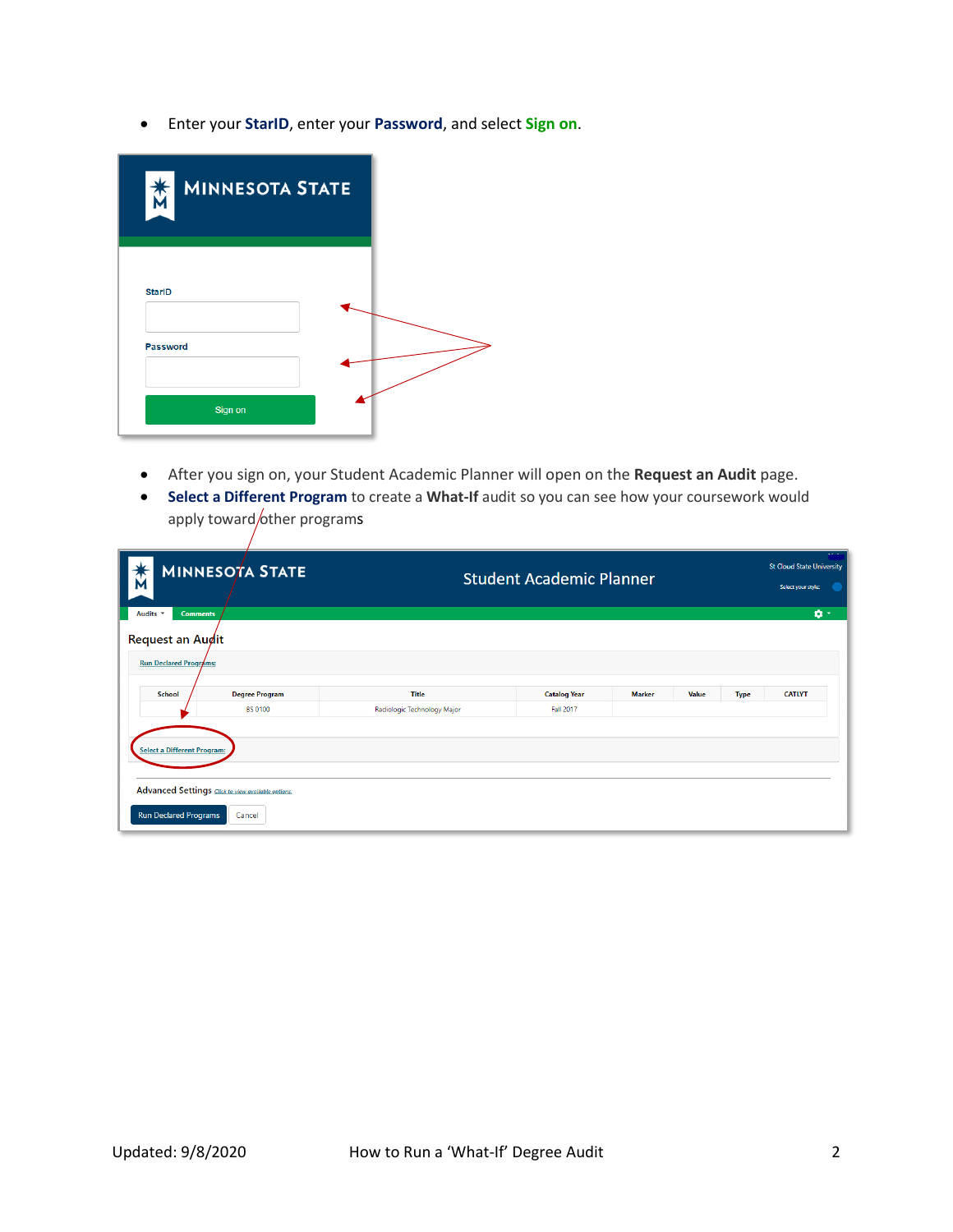- Enter your **StarID**, enter your **Password**, and select **Sign on**.

- After you sign on, your Student Academic Planner will open on the **Request an Audit** page.
- **Select a Different Program** to create a **What-If** audit so you can see how your coursework would apply toward other programs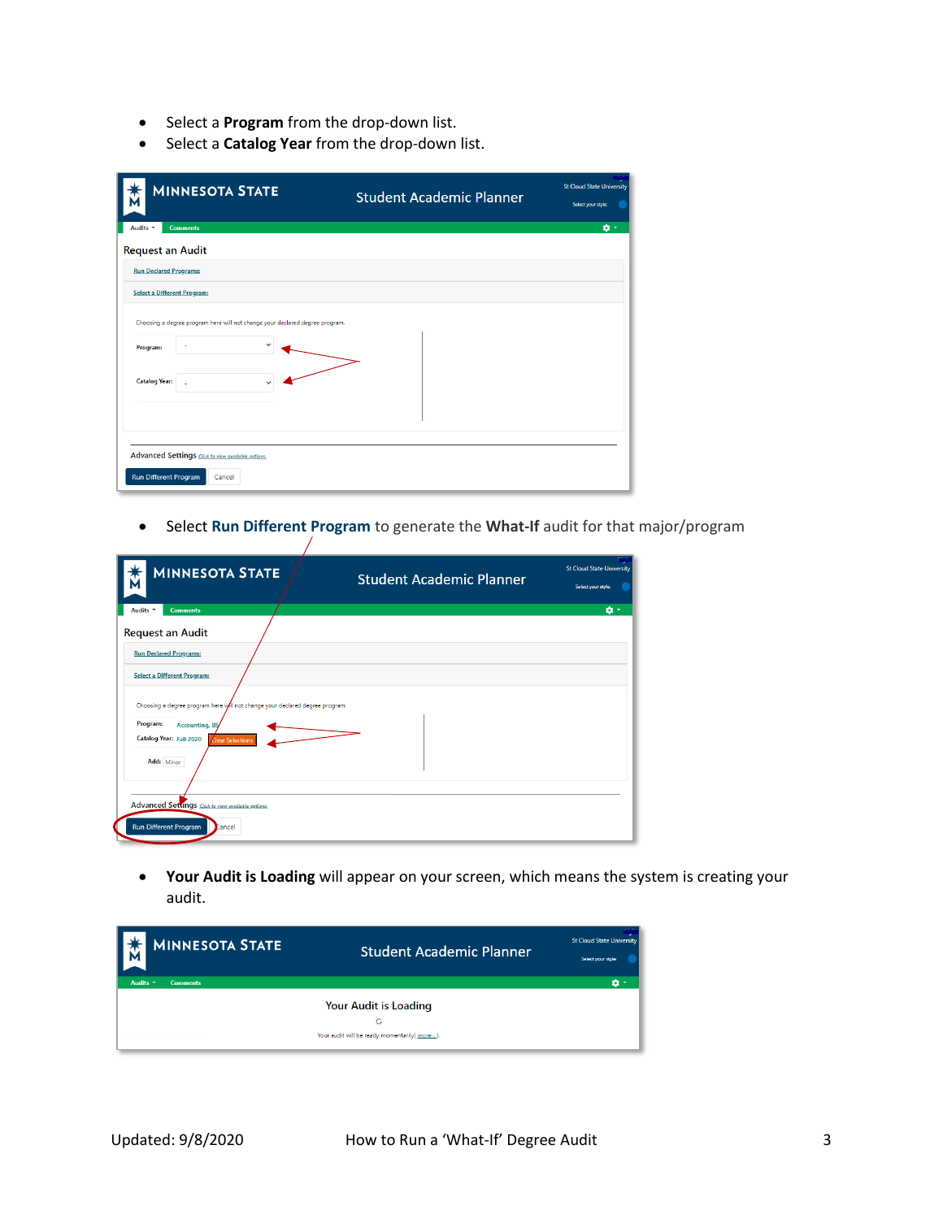- Select a **Program** from the drop-down list.
- Select a **Catalog Year** from the drop-down list.

- Select **Run Different Program** to generate the **What-If** audit for that major/program

- **Your Audit is Loading** will appear on your screen, which means the system is creating your audit.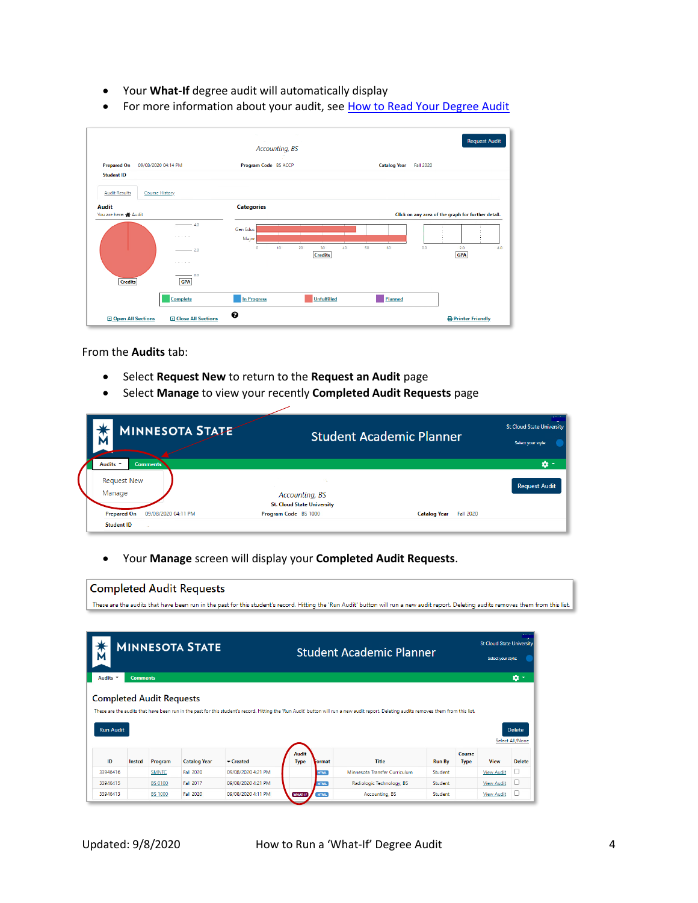- Your **What-If** degree audit will automatically display
- For more information about your audit, see [How to Read Your Degree Audit]

From the **Audits** tab:

- Select **Request New** to return to the **Request an Audit** page
- Select **Manage** to view your recently **Completed Audit Requests** page

- Your **Manage** screen will display your **Completed Audit Requests**.

Completed Audit Requests

These are the audits that have been run in the past for this student's record. Hitting the 'Run Audit' button will run a new audit report. Deleting audits removes them from this list.